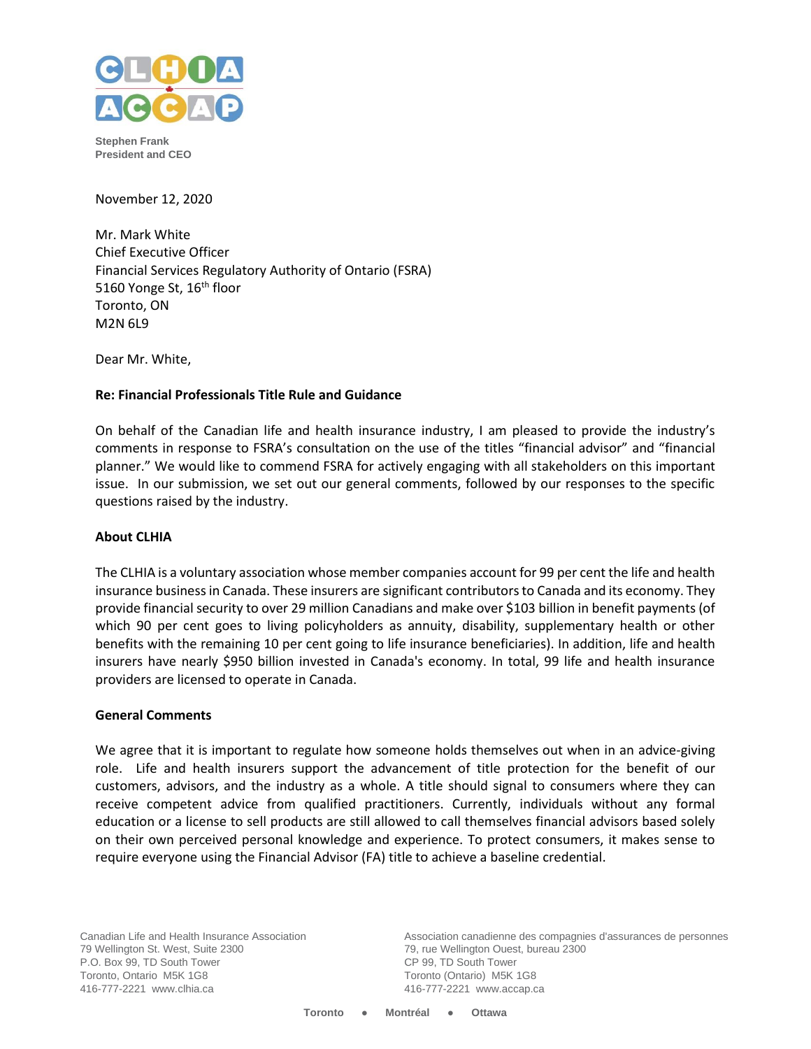Stephen Frank
President and CEO

November 12, 2020

Mr. Mark White
Chief Executive Officer
Financial Services Regulatory Authority of Ontario (FSRA)
5160 Yonge St, 16th floor
Toronto, ON
M2N 6L9

Dear Mr. White,

**Re: Financial Professionals Title Rule and Guidance**

On behalf of the Canadian life and health insurance industry, I am pleased to provide the industry's comments in response to FSRA's consultation on the use of the titles "financial advisor" and "financial planner." We would like to commend FSRA for actively engaging with all stakeholders on this important issue. In our submission, we set out our general comments, followed by our responses to the specific questions raised by the industry.

**About CLHIA**

The CLHIA is a voluntary association whose member companies account for 99 per cent the life and health insurance business in Canada. These insurers are significant contributors to Canada and its economy. They provide financial security to over 29 million Canadians and make over $103 billion in benefit payments (of which 90 per cent goes to living policyholders as annuity, disability, supplementary health or other benefits with the remaining 10 per cent going to life insurance beneficiaries). In addition, life and health insurers have nearly $950 billion invested in Canada's economy. In total, 99 life and health insurance providers are licensed to operate in Canada.

**General Comments**

We agree that it is important to regulate how someone holds themselves out when in an advice-giving role. Life and health insurers support the advancement of title protection for the benefit of our customers, advisors, and the industry as a whole. A title should signal to consumers where they can receive competent advice from qualified practitioners. Currently, individuals without any formal education or a license to sell products are still allowed to call themselves financial advisors based solely on their own perceived personal knowledge and experience. To protect consumers, it makes sense to require everyone using the Financial Advisor (FA) title to achieve a baseline credential.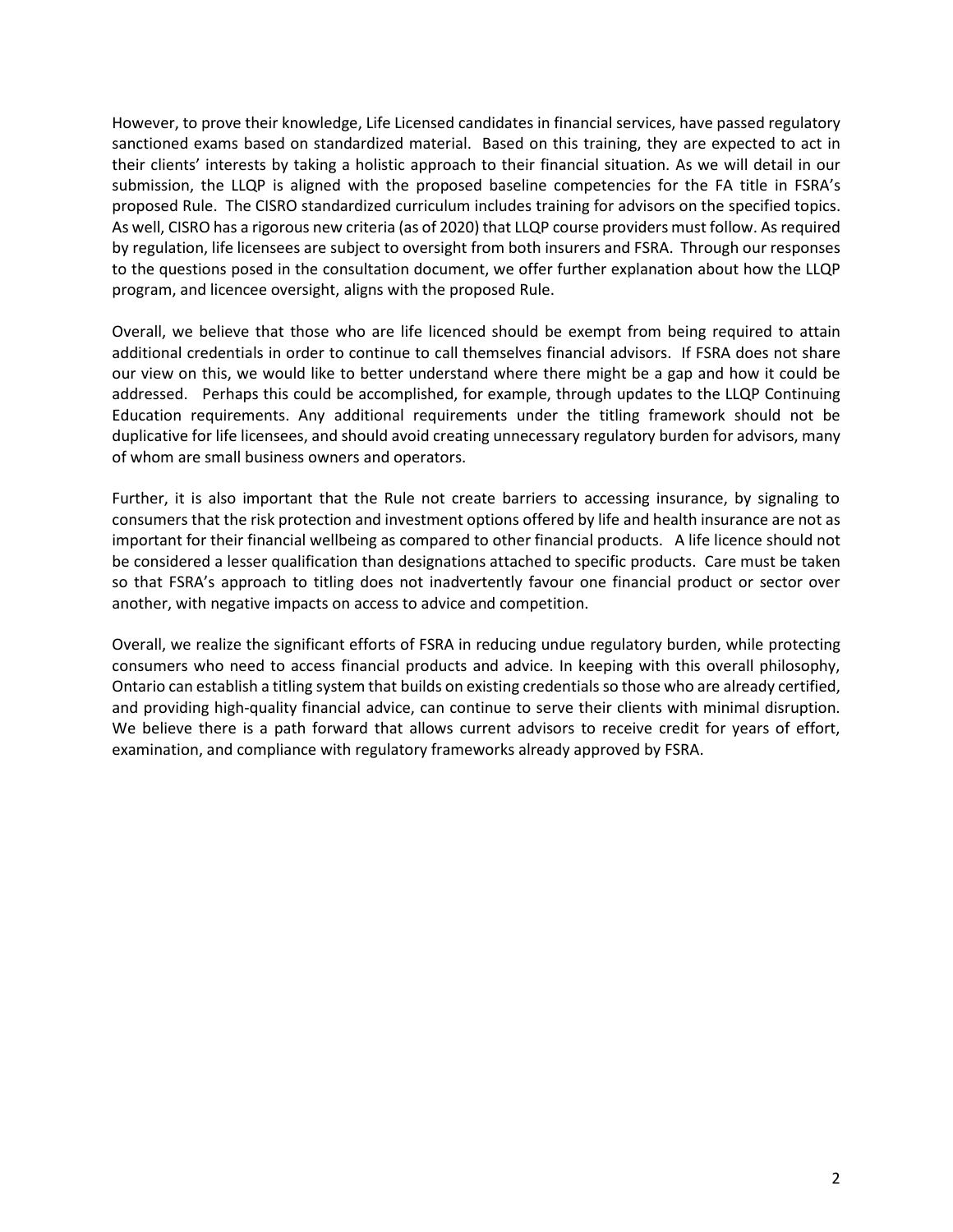However, to prove their knowledge, Life Licensed candidates in financial services, have passed regulatory sanctioned exams based on standardized material. Based on this training, they are expected to act in their clients' interests by taking a holistic approach to their financial situation. As we will detail in our submission, the LLQP is aligned with the proposed baseline competencies for the FA title in FSRA's proposed Rule. The CISRO standardized curriculum includes training for advisors on the specified topics. As well, CISRO has a rigorous new criteria (as of 2020) that LLQP course providers must follow. As required by regulation, life licensees are subject to oversight from both insurers and FSRA. Through our responses to the questions posed in the consultation document, we offer further explanation about how the LLQP program, and licencee oversight, aligns with the proposed Rule.

Overall, we believe that those who are life licenced should be exempt from being required to attain additional credentials in order to continue to call themselves financial advisors. If FSRA does not share our view on this, we would like to better understand where there might be a gap and how it could be addressed. Perhaps this could be accomplished, for example, through updates to the LLQP Continuing Education requirements. Any additional requirements under the titling framework should not be duplicative for life licensees, and should avoid creating unnecessary regulatory burden for advisors, many of whom are small business owners and operators.

Further, it is also important that the Rule not create barriers to accessing insurance, by signaling to consumers that the risk protection and investment options offered by life and health insurance are not as important for their financial wellbeing as compared to other financial products. A life licence should not be considered a lesser qualification than designations attached to specific products. Care must be taken so that FSRA's approach to titling does not inadvertently favour one financial product or sector over another, with negative impacts on access to advice and competition.

Overall, we realize the significant efforts of FSRA in reducing undue regulatory burden, while protecting consumers who need to access financial products and advice. In keeping with this overall philosophy, Ontario can establish a titling system that builds on existing credentials so those who are already certified, and providing high-quality financial advice, can continue to serve their clients with minimal disruption. We believe there is a path forward that allows current advisors to receive credit for years of effort, examination, and compliance with regulatory frameworks already approved by FSRA.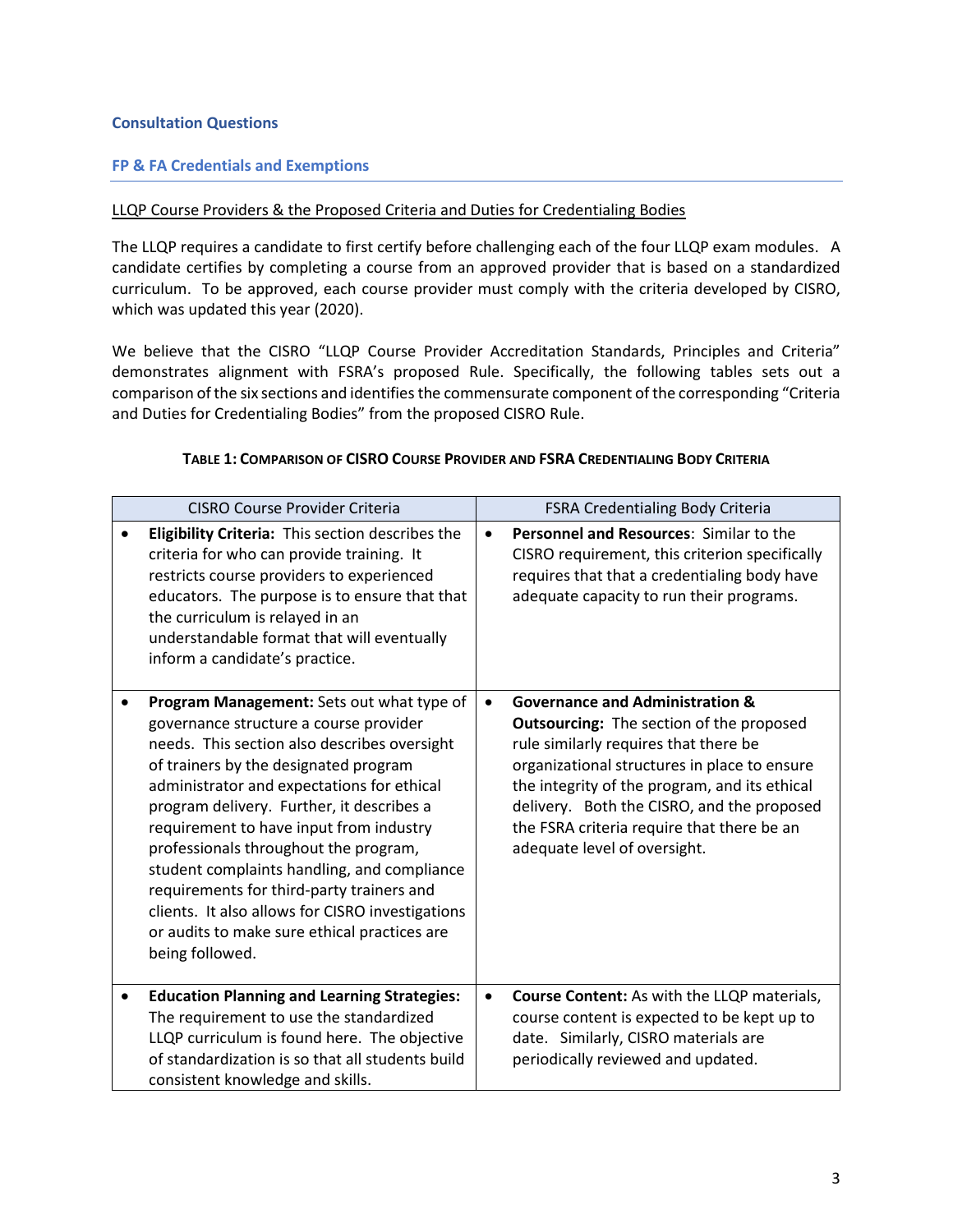## Consultation Questions

### FP & FA Credentials and Exemptions

<u>LLQP Course Providers & the Proposed Criteria and Duties for Credentialing Bodies</u>

The LLQP requires a candidate to first certify before challenging each of the four LLQP exam modules. A candidate certifies by completing a course from an approved provider that is based on a standardized curriculum. To be approved, each course provider must comply with the criteria developed by CISRO, which was updated this year (2020).

We believe that the CISRO "LLQP Course Provider Accreditation Standards, Principles and Criteria" demonstrates alignment with FSRA's proposed Rule. Specifically, the following tables sets out a comparison of the six sections and identifies the commensurate component of the corresponding "Criteria and Duties for Credentialing Bodies" from the proposed CISRO Rule.

**TABLE 1: COMPARISON OF CISRO COURSE PROVIDER AND FSRA CREDENTIALING BODY CRITERIA**

| CISRO Course Provider Criteria | FSRA Credentialing Body Criteria |
|---|---|
| • **Eligibility Criteria:** This section describes the criteria for who can provide training. It restricts course providers to experienced educators. The purpose is to ensure that that the curriculum is relayed in an understandable format that will eventually inform a candidate's practice. | • **Personnel and Resources**: Similar to the CISRO requirement, this criterion specifically requires that that a credentialing body have adequate capacity to run their programs. |
| • **Program Management:** Sets out what type of governance structure a course provider needs. This section also describes oversight of trainers by the designated program administrator and expectations for ethical program delivery. Further, it describes a requirement to have input from industry professionals throughout the program, student complaints handling, and compliance requirements for third-party trainers and clients. It also allows for CISRO investigations or audits to make sure ethical practices are being followed. | • **Governance and Administration & Outsourcing:** The section of the proposed rule similarly requires that there be organizational structures in place to ensure the integrity of the program, and its ethical delivery. Both the CISRO, and the proposed the FSRA criteria require that there be an adequate level of oversight. |
| • **Education Planning and Learning Strategies:** The requirement to use the standardized LLQP curriculum is found here. The objective of standardization is so that all students build consistent knowledge and skills. | • **Course Content:** As with the LLQP materials, course content is expected to be kept up to date. Similarly, CISRO materials are periodically reviewed and updated. |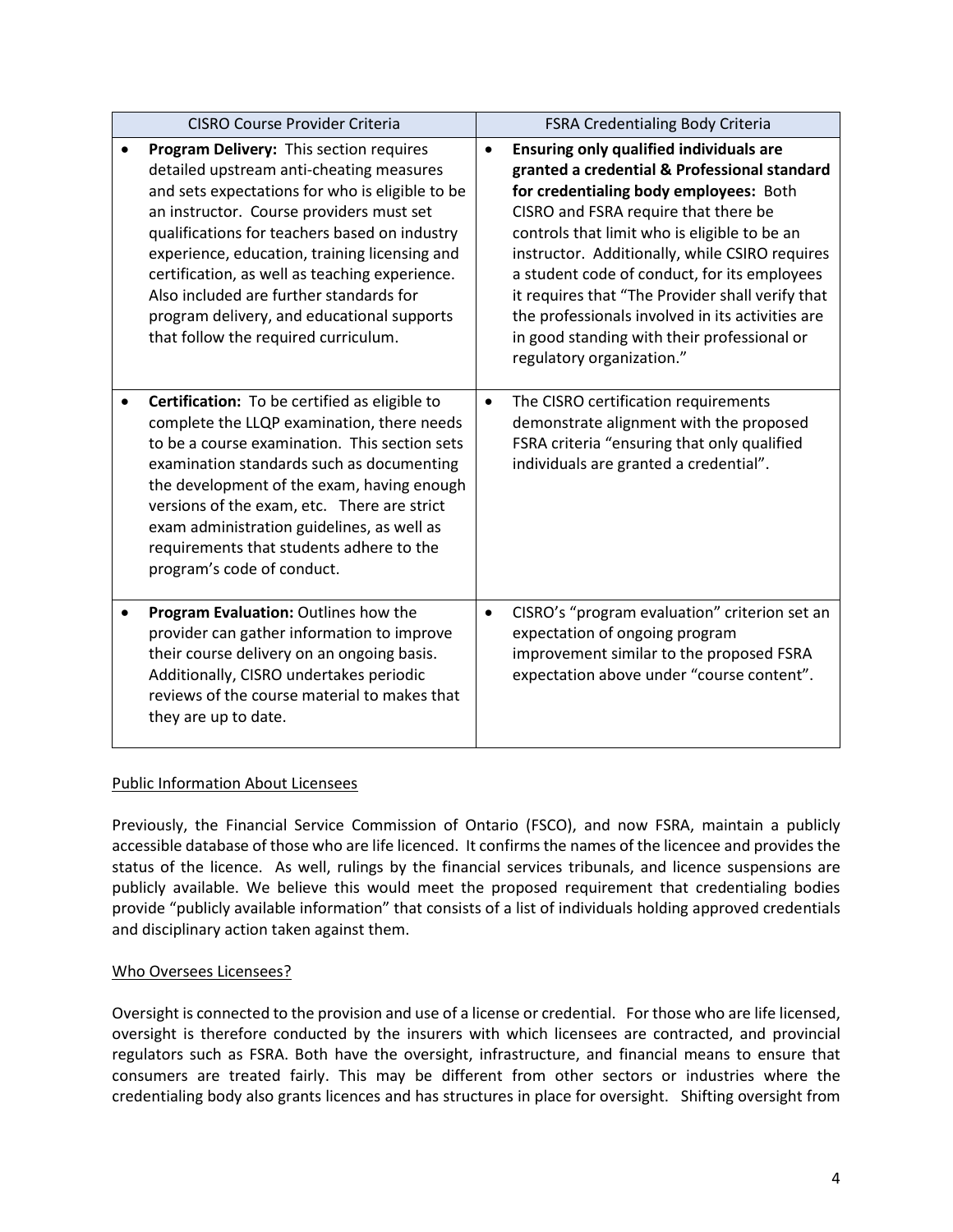| CISRO Course Provider Criteria | FSRA Credentialing Body Criteria |
| --- | --- |
| • **Program Delivery:** This section requires detailed upstream anti-cheating measures and sets expectations for who is eligible to be an instructor. Course providers must set qualifications for teachers based on industry experience, education, training licensing and certification, as well as teaching experience. Also included are further standards for program delivery, and educational supports that follow the required curriculum. | • **Ensuring only qualified individuals are granted a credential & Professional standard for credentialing body employees:** Both CISRO and FSRA require that there be controls that limit who is eligible to be an instructor. Additionally, while CSIRO requires a student code of conduct, for its employees it requires that "The Provider shall verify that the professionals involved in its activities are in good standing with their professional or regulatory organization." |
| • **Certification:** To be certified as eligible to complete the LLQP examination, there needs to be a course examination. This section sets examination standards such as documenting the development of the exam, having enough versions of the exam, etc. There are strict exam administration guidelines, as well as requirements that students adhere to the program's code of conduct. | • The CISRO certification requirements demonstrate alignment with the proposed FSRA criteria "ensuring that only qualified individuals are granted a credential". |
| • **Program Evaluation:** Outlines how the provider can gather information to improve their course delivery on an ongoing basis. Additionally, CISRO undertakes periodic reviews of the course material to makes that they are up to date. | • CISRO's "program evaluation" criterion set an expectation of ongoing program improvement similar to the proposed FSRA expectation above under "course content". |

<u>Public Information About Licensees</u>

Previously, the Financial Service Commission of Ontario (FSCO), and now FSRA, maintain a publicly accessible database of those who are life licenced. It confirms the names of the licencee and provides the status of the licence. As well, rulings by the financial services tribunals, and licence suspensions are publicly available. We believe this would meet the proposed requirement that credentialing bodies provide "publicly available information" that consists of a list of individuals holding approved credentials and disciplinary action taken against them.

<u>Who Oversees Licensees?</u>

Oversight is connected to the provision and use of a license or credential. For those who are life licensed, oversight is therefore conducted by the insurers with which licensees are contracted, and provincial regulators such as FSRA. Both have the oversight, infrastructure, and financial means to ensure that consumers are treated fairly. This may be different from other sectors or industries where the credentialing body also grants licences and has structures in place for oversight. Shifting oversight from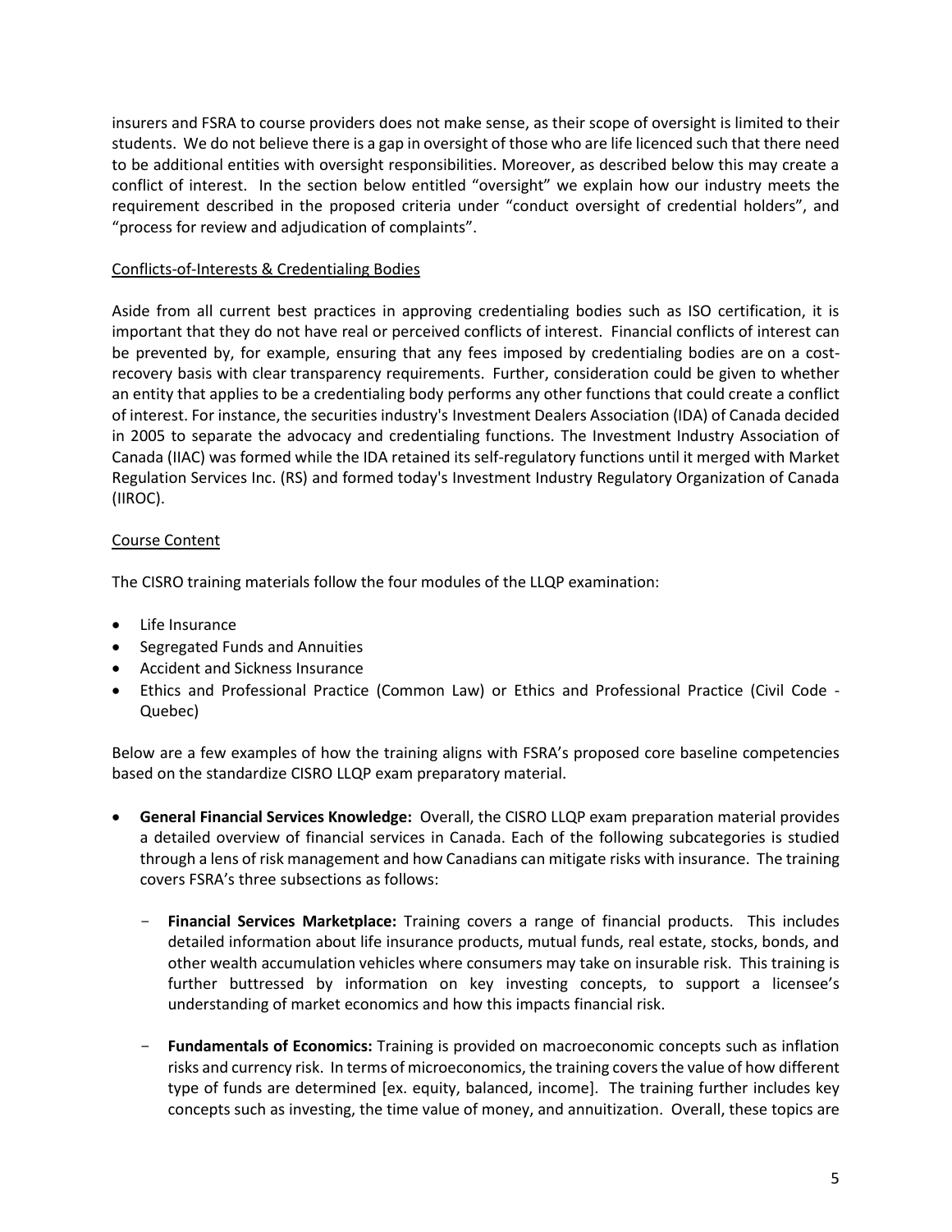insurers and FSRA to course providers does not make sense, as their scope of oversight is limited to their students. We do not believe there is a gap in oversight of those who are life licenced such that there need to be additional entities with oversight responsibilities. Moreover, as described below this may create a conflict of interest. In the section below entitled "oversight" we explain how our industry meets the requirement described in the proposed criteria under "conduct oversight of credential holders", and "process for review and adjudication of complaints".

<u>Conflicts-of-Interests & Credentialing Bodies</u>

Aside from all current best practices in approving credentialing bodies such as ISO certification, it is important that they do not have real or perceived conflicts of interest. Financial conflicts of interest can be prevented by, for example, ensuring that any fees imposed by credentialing bodies are on a cost-recovery basis with clear transparency requirements. Further, consideration could be given to whether an entity that applies to be a credentialing body performs any other functions that could create a conflict of interest. For instance, the securities industry's Investment Dealers Association (IDA) of Canada decided in 2005 to separate the advocacy and credentialing functions. The Investment Industry Association of Canada (IIAC) was formed while the IDA retained its self-regulatory functions until it merged with Market Regulation Services Inc. (RS) and formed today's Investment Industry Regulatory Organization of Canada (IIROC).

<u>Course Content</u>

The CISRO training materials follow the four modules of the LLQP examination:

- Life Insurance
- Segregated Funds and Annuities
- Accident and Sickness Insurance
- Ethics and Professional Practice (Common Law) or Ethics and Professional Practice (Civil Code - Quebec)

Below are a few examples of how the training aligns with FSRA's proposed core baseline competencies based on the standardize CISRO LLQP exam preparatory material.

- **General Financial Services Knowledge:** Overall, the CISRO LLQP exam preparation material provides a detailed overview of financial services in Canada. Each of the following subcategories is studied through a lens of risk management and how Canadians can mitigate risks with insurance. The training covers FSRA's three subsections as follows:
  - **Financial Services Marketplace:** Training covers a range of financial products. This includes detailed information about life insurance products, mutual funds, real estate, stocks, bonds, and other wealth accumulation vehicles where consumers may take on insurable risk. This training is further buttressed by information on key investing concepts, to support a licensee's understanding of market economics and how this impacts financial risk.
  - **Fundamentals of Economics:** Training is provided on macroeconomic concepts such as inflation risks and currency risk. In terms of microeconomics, the training covers the value of how different type of funds are determined [ex. equity, balanced, income]. The training further includes key concepts such as investing, the time value of money, and annuitization. Overall, these topics are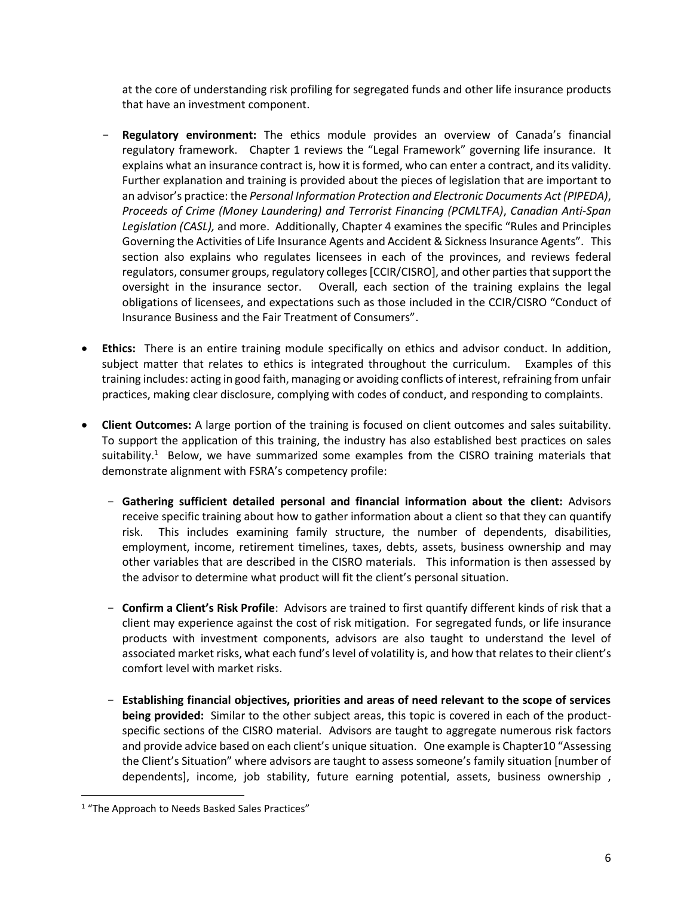at the core of understanding risk profiling for segregated funds and other life insurance products that have an investment component.

- **Regulatory environment:** The ethics module provides an overview of Canada's financial regulatory framework. Chapter 1 reviews the "Legal Framework" governing life insurance. It explains what an insurance contract is, how it is formed, who can enter a contract, and its validity. Further explanation and training is provided about the pieces of legislation that are important to an advisor's practice: the *Personal Information Protection and Electronic Documents Act (PIPEDA)*, *Proceeds of Crime (Money Laundering) and Terrorist Financing (PCMLTFA)*, *Canadian Anti-Span Legislation (CASL),* and more. Additionally, Chapter 4 examines the specific "Rules and Principles Governing the Activities of Life Insurance Agents and Accident & Sickness Insurance Agents". This section also explains who regulates licensees in each of the provinces, and reviews federal regulators, consumer groups, regulatory colleges [CCIR/CISRO], and other parties that support the oversight in the insurance sector. Overall, each section of the training explains the legal obligations of licensees, and expectations such as those included in the CCIR/CISRO "Conduct of Insurance Business and the Fair Treatment of Consumers".

- **Ethics:** There is an entire training module specifically on ethics and advisor conduct. In addition, subject matter that relates to ethics is integrated throughout the curriculum. Examples of this training includes: acting in good faith, managing or avoiding conflicts of interest, refraining from unfair practices, making clear disclosure, complying with codes of conduct, and responding to complaints.

- **Client Outcomes:** A large portion of the training is focused on client outcomes and sales suitability. To support the application of this training, the industry has also established best practices on sales suitability.[1] Below, we have summarized some examples from the CISRO training materials that demonstrate alignment with FSRA's competency profile:

  - **Gathering sufficient detailed personal and financial information about the client:** Advisors receive specific training about how to gather information about a client so that they can quantify risk. This includes examining family structure, the number of dependents, disabilities, employment, income, retirement timelines, taxes, debts, assets, business ownership and may other variables that are described in the CISRO materials. This information is then assessed by the advisor to determine what product will fit the client's personal situation.

  - **Confirm a Client's Risk Profile**: Advisors are trained to first quantify different kinds of risk that a client may experience against the cost of risk mitigation. For segregated funds, or life insurance products with investment components, advisors are also taught to understand the level of associated market risks, what each fund's level of volatility is, and how that relates to their client's comfort level with market risks.

  - **Establishing financial objectives, priorities and areas of need relevant to the scope of services being provided:** Similar to the other subject areas, this topic is covered in each of the product-specific sections of the CISRO material. Advisors are taught to aggregate numerous risk factors and provide advice based on each client's unique situation. One example is Chapter10 "Assessing the Client's Situation" where advisors are taught to assess someone's family situation [number of dependents], income, job stability, future earning potential, assets, business ownership ,

---

[1] "The Approach to Needs Basked Sales Practices"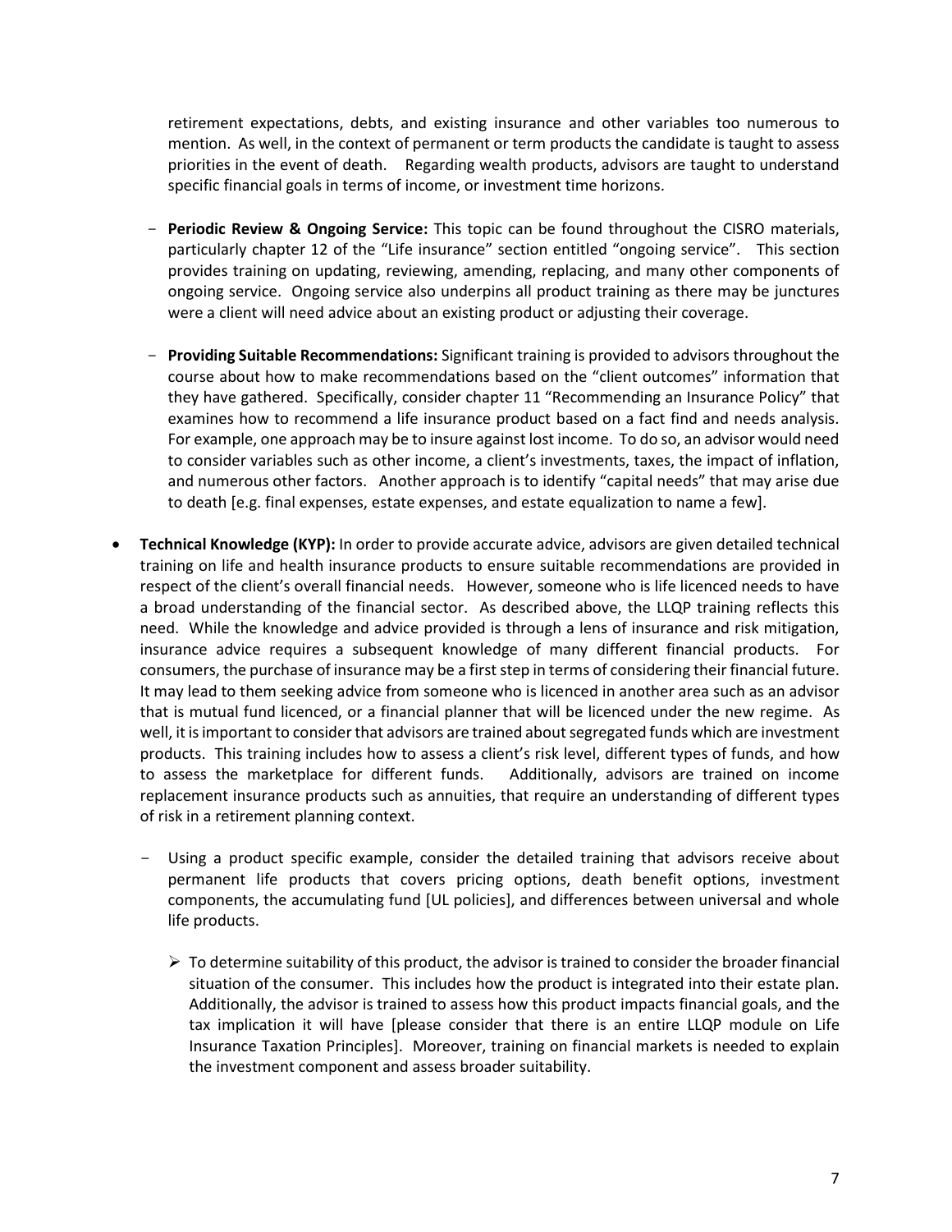retirement expectations, debts, and existing insurance and other variables too numerous to mention. As well, in the context of permanent or term products the candidate is taught to assess priorities in the event of death. Regarding wealth products, advisors are taught to understand specific financial goals in terms of income, or investment time horizons.

- **Periodic Review & Ongoing Service:** This topic can be found throughout the CISRO materials, particularly chapter 12 of the "Life insurance" section entitled "ongoing service". This section provides training on updating, reviewing, amending, replacing, and many other components of ongoing service. Ongoing service also underpins all product training as there may be junctures were a client will need advice about an existing product or adjusting their coverage.

- **Providing Suitable Recommendations:** Significant training is provided to advisors throughout the course about how to make recommendations based on the "client outcomes" information that they have gathered. Specifically, consider chapter 11 "Recommending an Insurance Policy" that examines how to recommend a life insurance product based on a fact find and needs analysis. For example, one approach may be to insure against lost income. To do so, an advisor would need to consider variables such as other income, a client's investments, taxes, the impact of inflation, and numerous other factors. Another approach is to identify "capital needs" that may arise due to death [e.g. final expenses, estate expenses, and estate equalization to name a few].

- **Technical Knowledge (KYP):** In order to provide accurate advice, advisors are given detailed technical training on life and health insurance products to ensure suitable recommendations are provided in respect of the client's overall financial needs. However, someone who is life licenced needs to have a broad understanding of the financial sector. As described above, the LLQP training reflects this need. While the knowledge and advice provided is through a lens of insurance and risk mitigation, insurance advice requires a subsequent knowledge of many different financial products. For consumers, the purchase of insurance may be a first step in terms of considering their financial future. It may lead to them seeking advice from someone who is licenced in another area such as an advisor that is mutual fund licenced, or a financial planner that will be licenced under the new regime. As well, it is important to consider that advisors are trained about segregated funds which are investment products. This training includes how to assess a client's risk level, different types of funds, and how to assess the marketplace for different funds. Additionally, advisors are trained on income replacement insurance products such as annuities, that require an understanding of different types of risk in a retirement planning context.

  - Using a product specific example, consider the detailed training that advisors receive about permanent life products that covers pricing options, death benefit options, investment components, the accumulating fund [UL policies], and differences between universal and whole life products.

    - To determine suitability of this product, the advisor is trained to consider the broader financial situation of the consumer. This includes how the product is integrated into their estate plan. Additionally, the advisor is trained to assess how this product impacts financial goals, and the tax implication it will have [please consider that there is an entire LLQP module on Life Insurance Taxation Principles]. Moreover, training on financial markets is needed to explain the investment component and assess broader suitability.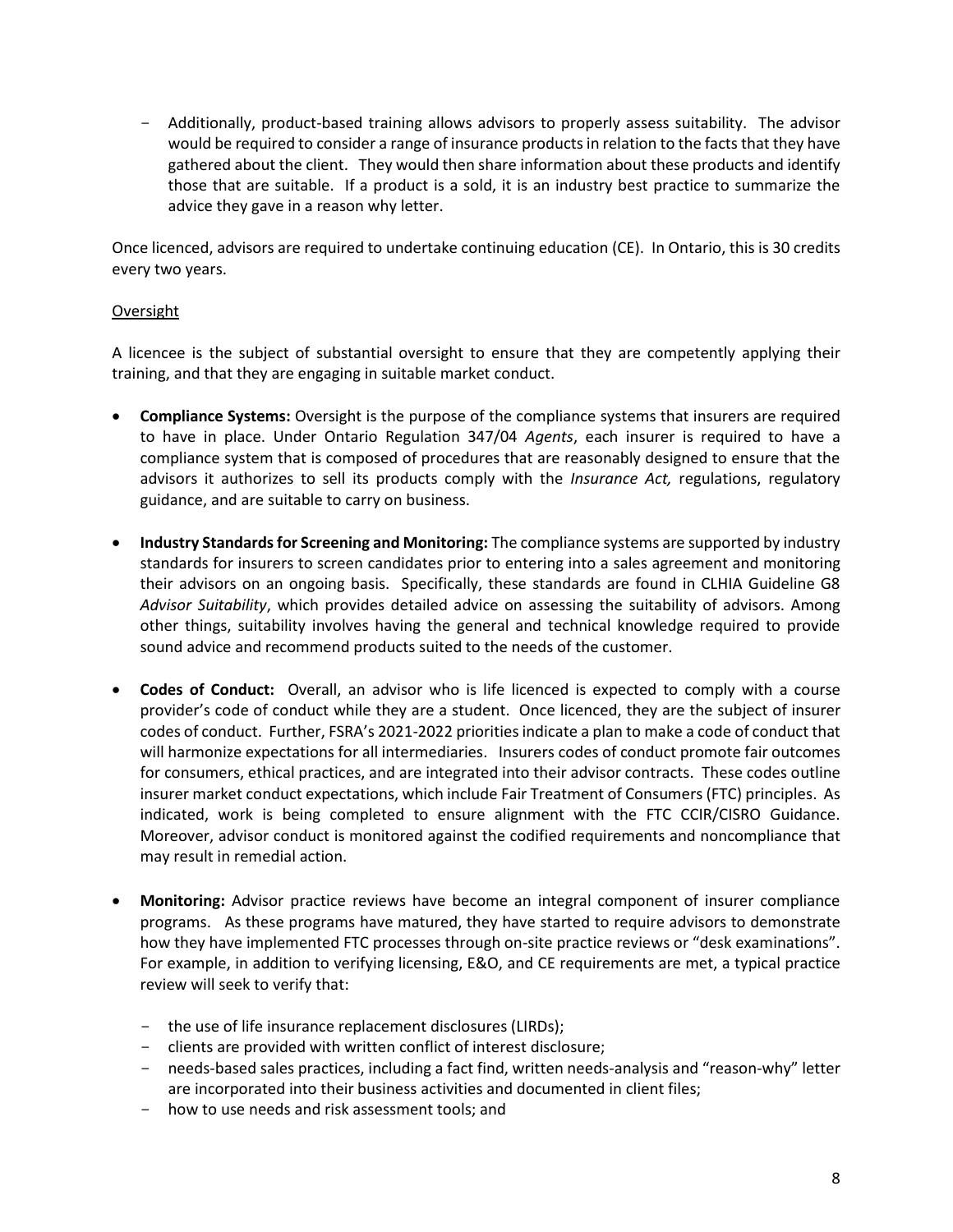- Additionally, product-based training allows advisors to properly assess suitability. The advisor would be required to consider a range of insurance products in relation to the facts that they have gathered about the client. They would then share information about these products and identify those that are suitable. If a product is a sold, it is an industry best practice to summarize the advice they gave in a reason why letter.

Once licenced, advisors are required to undertake continuing education (CE). In Ontario, this is 30 credits every two years.

<u>Oversight</u>

A licencee is the subject of substantial oversight to ensure that they are competently applying their training, and that they are engaging in suitable market conduct.

- **Compliance Systems:** Oversight is the purpose of the compliance systems that insurers are required to have in place. Under Ontario Regulation 347/04 *Agents*, each insurer is required to have a compliance system that is composed of procedures that are reasonably designed to ensure that the advisors it authorizes to sell its products comply with the *Insurance Act,* regulations, regulatory guidance, and are suitable to carry on business.

- **Industry Standards for Screening and Monitoring:** The compliance systems are supported by industry standards for insurers to screen candidates prior to entering into a sales agreement and monitoring their advisors on an ongoing basis. Specifically, these standards are found in CLHIA Guideline G8 *Advisor Suitability*, which provides detailed advice on assessing the suitability of advisors. Among other things, suitability involves having the general and technical knowledge required to provide sound advice and recommend products suited to the needs of the customer.

- **Codes of Conduct:** Overall, an advisor who is life licenced is expected to comply with a course provider's code of conduct while they are a student. Once licenced, they are the subject of insurer codes of conduct. Further, FSRA's 2021-2022 priorities indicate a plan to make a code of conduct that will harmonize expectations for all intermediaries. Insurers codes of conduct promote fair outcomes for consumers, ethical practices, and are integrated into their advisor contracts. These codes outline insurer market conduct expectations, which include Fair Treatment of Consumers (FTC) principles. As indicated, work is being completed to ensure alignment with the FTC CCIR/CISRO Guidance. Moreover, advisor conduct is monitored against the codified requirements and noncompliance that may result in remedial action.

- **Monitoring:** Advisor practice reviews have become an integral component of insurer compliance programs. As these programs have matured, they have started to require advisors to demonstrate how they have implemented FTC processes through on-site practice reviews or "desk examinations". For example, in addition to verifying licensing, E&O, and CE requirements are met, a typical practice review will seek to verify that:

  - the use of life insurance replacement disclosures (LIRDs);
  - clients are provided with written conflict of interest disclosure;
  - needs-based sales practices, including a fact find, written needs-analysis and "reason-why" letter are incorporated into their business activities and documented in client files;
  - how to use needs and risk assessment tools; and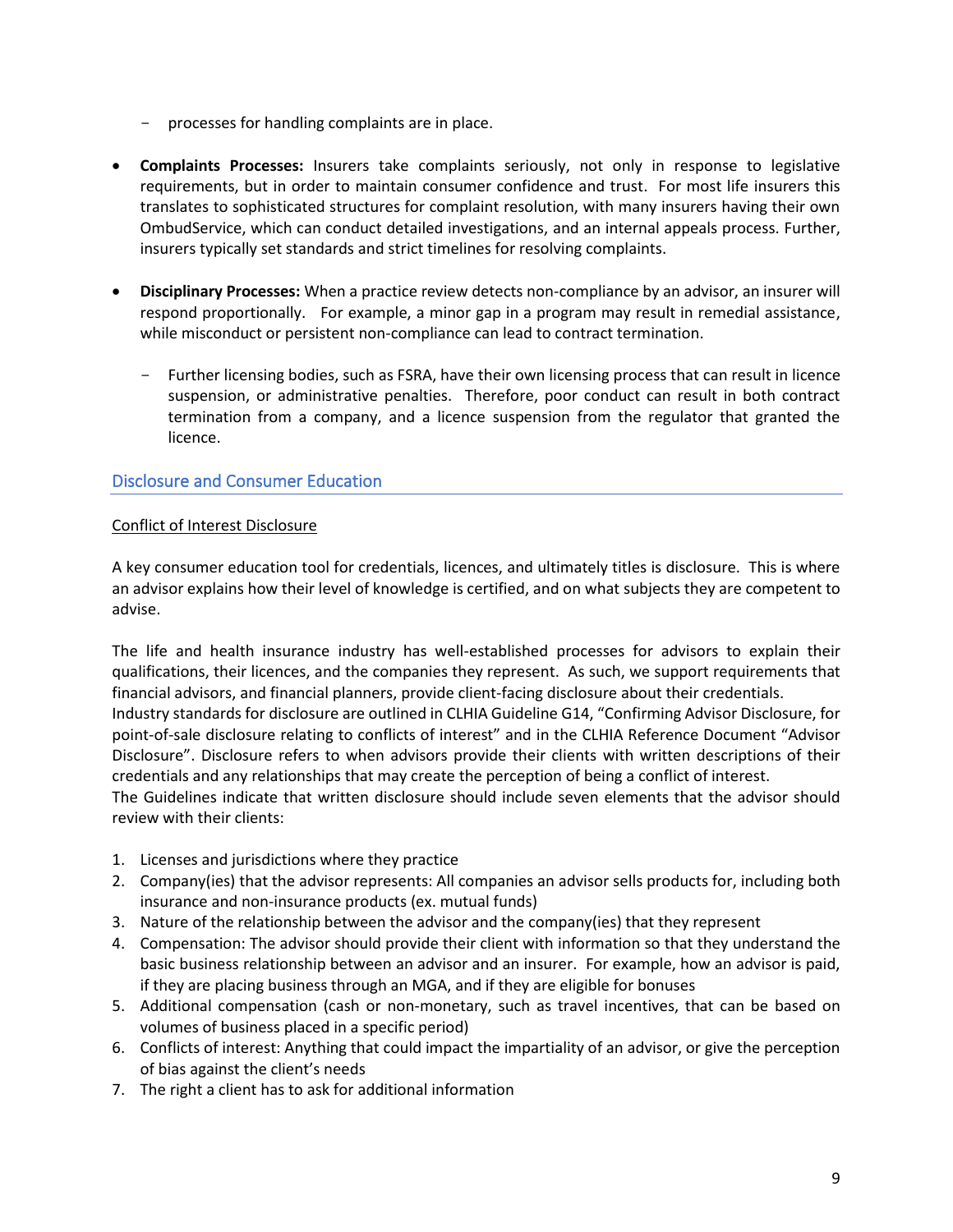- processes for handling complaints are in place.

- **Complaints Processes:** Insurers take complaints seriously, not only in response to legislative requirements, but in order to maintain consumer confidence and trust. For most life insurers this translates to sophisticated structures for complaint resolution, with many insurers having their own OmbudService, which can conduct detailed investigations, and an internal appeals process. Further, insurers typically set standards and strict timelines for resolving complaints.

- **Disciplinary Processes:** When a practice review detects non-compliance by an advisor, an insurer will respond proportionally. For example, a minor gap in a program may result in remedial assistance, while misconduct or persistent non-compliance can lead to contract termination.

  - Further licensing bodies, such as FSRA, have their own licensing process that can result in licence suspension, or administrative penalties. Therefore, poor conduct can result in both contract termination from a company, and a licence suspension from the regulator that granted the licence.

## Disclosure and Consumer Education

<u>Conflict of Interest Disclosure</u>

A key consumer education tool for credentials, licences, and ultimately titles is disclosure. This is where an advisor explains how their level of knowledge is certified, and on what subjects they are competent to advise.

The life and health insurance industry has well-established processes for advisors to explain their qualifications, their licences, and the companies they represent. As such, we support requirements that financial advisors, and financial planners, provide client-facing disclosure about their credentials.
Industry standards for disclosure are outlined in CLHIA Guideline G14, "Confirming Advisor Disclosure, for point-of-sale disclosure relating to conflicts of interest" and in the CLHIA Reference Document "Advisor Disclosure". Disclosure refers to when advisors provide their clients with written descriptions of their credentials and any relationships that may create the perception of being a conflict of interest.
The Guidelines indicate that written disclosure should include seven elements that the advisor should review with their clients:

1. Licenses and jurisdictions where they practice
2. Company(ies) that the advisor represents: All companies an advisor sells products for, including both insurance and non-insurance products (ex. mutual funds)
3. Nature of the relationship between the advisor and the company(ies) that they represent
4. Compensation: The advisor should provide their client with information so that they understand the basic business relationship between an advisor and an insurer. For example, how an advisor is paid, if they are placing business through an MGA, and if they are eligible for bonuses
5. Additional compensation (cash or non-monetary, such as travel incentives, that can be based on volumes of business placed in a specific period)
6. Conflicts of interest: Anything that could impact the impartiality of an advisor, or give the perception of bias against the client's needs
7. The right a client has to ask for additional information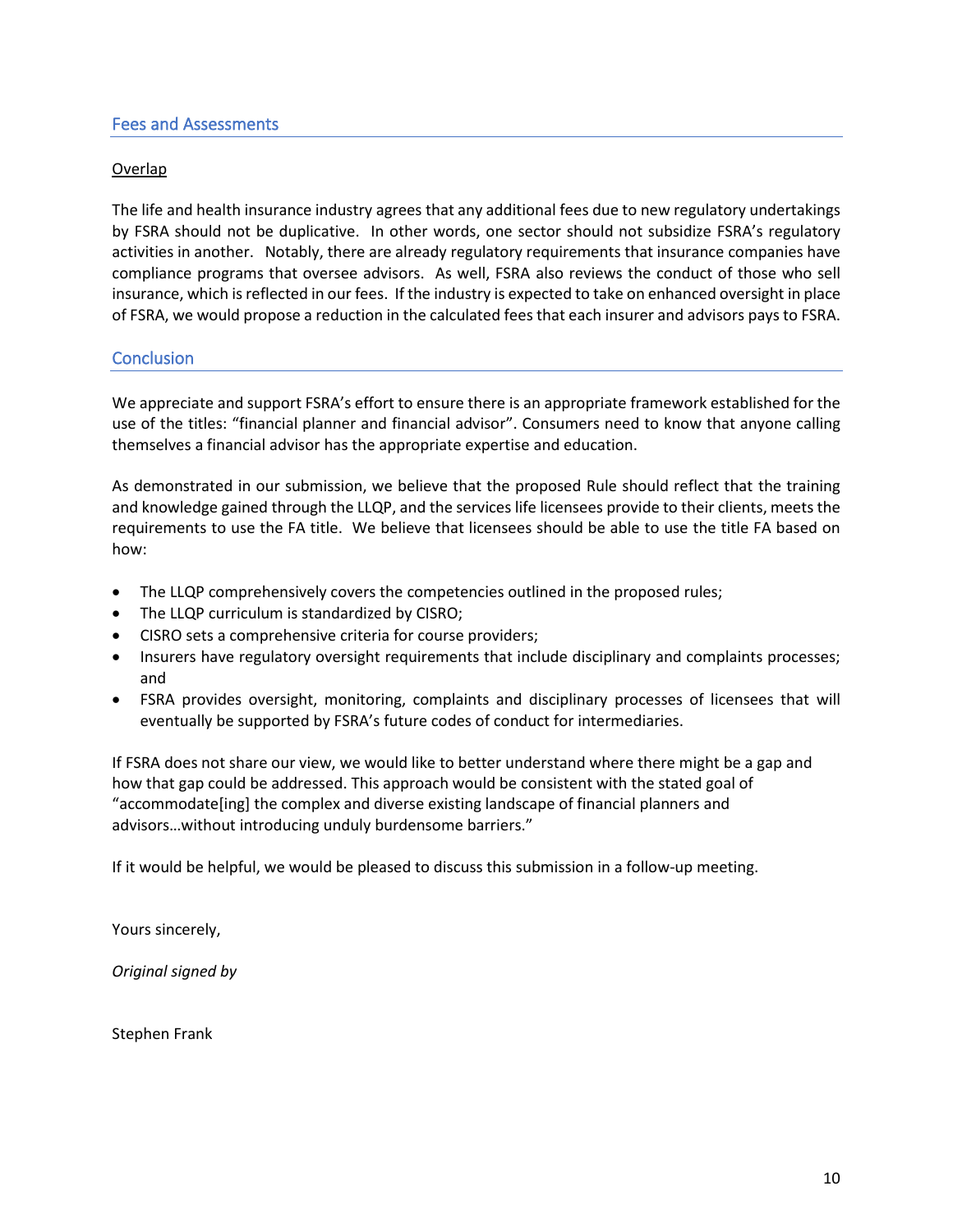## Fees and Assessments

Overlap

The life and health insurance industry agrees that any additional fees due to new regulatory undertakings by FSRA should not be duplicative. In other words, one sector should not subsidize FSRA's regulatory activities in another. Notably, there are already regulatory requirements that insurance companies have compliance programs that oversee advisors. As well, FSRA also reviews the conduct of those who sell insurance, which is reflected in our fees. If the industry is expected to take on enhanced oversight in place of FSRA, we would propose a reduction in the calculated fees that each insurer and advisors pays to FSRA.

## Conclusion

We appreciate and support FSRA's effort to ensure there is an appropriate framework established for the use of the titles: "financial planner and financial advisor". Consumers need to know that anyone calling themselves a financial advisor has the appropriate expertise and education.

As demonstrated in our submission, we believe that the proposed Rule should reflect that the training and knowledge gained through the LLQP, and the services life licensees provide to their clients, meets the requirements to use the FA title. We believe that licensees should be able to use the title FA based on how:

- The LLQP comprehensively covers the competencies outlined in the proposed rules;
- The LLQP curriculum is standardized by CISRO;
- CISRO sets a comprehensive criteria for course providers;
- Insurers have regulatory oversight requirements that include disciplinary and complaints processes; and
- FSRA provides oversight, monitoring, complaints and disciplinary processes of licensees that will eventually be supported by FSRA's future codes of conduct for intermediaries.

If FSRA does not share our view, we would like to better understand where there might be a gap and how that gap could be addressed. This approach would be consistent with the stated goal of "accommodate[ing] the complex and diverse existing landscape of financial planners and advisors…without introducing unduly burdensome barriers."

If it would be helpful, we would be pleased to discuss this submission in a follow-up meeting.

Yours sincerely,

*Original signed by*

Stephen Frank